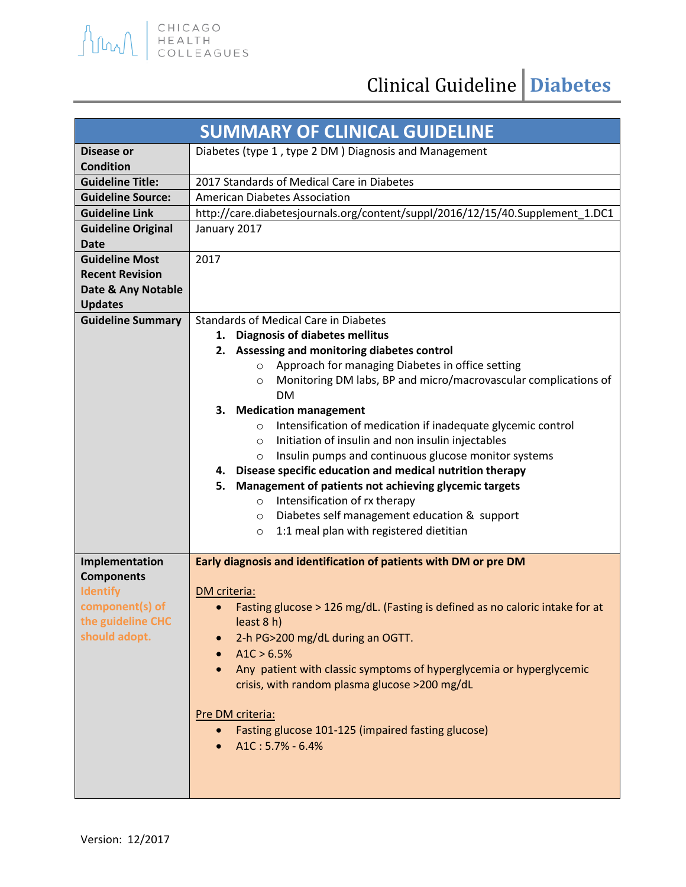CHICAGO HEALTH COLLEAGUES

# Clinical Guideline | Diabetes

| SUMMARY OF CLINICAL GUIDELINE | |
|---|---|
| **Disease or Condition** | Diabetes (type 1 , type 2 DM ) Diagnosis and Management |
| **Guideline Title:** | 2017 Standards of Medical Care in Diabetes |
| **Guideline Source:** | American Diabetes Association |
| **Guideline Link** | http://care.diabetesjournals.org/content/suppl/2016/12/15/40.Supplement_1.DC1 |
| **Guideline Original Date** | January 2017 |
| **Guideline Most Recent Revision Date & Any Notable Updates** | 2017 |
| **Guideline Summary** | Standards of Medical Care in Diabetes<br>1. **Diagnosis of diabetes mellitus**<br>2. **Assessing and monitoring diabetes control**<br>&nbsp;&nbsp;&nbsp;&nbsp;○ Approach for managing Diabetes in office setting<br>&nbsp;&nbsp;&nbsp;&nbsp;○ Monitoring DM labs, BP and micro/macrovascular complications of DM<br>3. **Medication management**<br>&nbsp;&nbsp;&nbsp;&nbsp;○ Intensification of medication if inadequate glycemic control<br>&nbsp;&nbsp;&nbsp;&nbsp;○ Initiation of insulin and non insulin injectables<br>&nbsp;&nbsp;&nbsp;&nbsp;○ Insulin pumps and continuous glucose monitor systems<br>4. **Disease specific education and medical nutrition therapy**<br>5. **Management of patients not achieving glycemic targets**<br>&nbsp;&nbsp;&nbsp;&nbsp;○ Intensification of rx therapy<br>&nbsp;&nbsp;&nbsp;&nbsp;○ Diabetes self management education & support<br>&nbsp;&nbsp;&nbsp;&nbsp;○ 1:1 meal plan with registered dietitian |
| **Implementation Components**<br>Identify component(s) of the guideline CHC should adopt. | **Early diagnosis and identification of patients with DM or pre DM**<br><br><u>DM criteria:</u><br>• Fasting glucose > 126 mg/dL. (Fasting is defined as no caloric intake for at least 8 h)<br>• 2-h PG>200 mg/dL during an OGTT.<br>• A1C > 6.5%<br>• Any patient with classic symptoms of hyperglycemia or hyperglycemic crisis, with random plasma glucose >200 mg/dL<br><br><u>Pre DM criteria:</u><br>• Fasting glucose 101-125 (impaired fasting glucose)<br>• A1C : 5.7% - 6.4% |

Version: 12/2017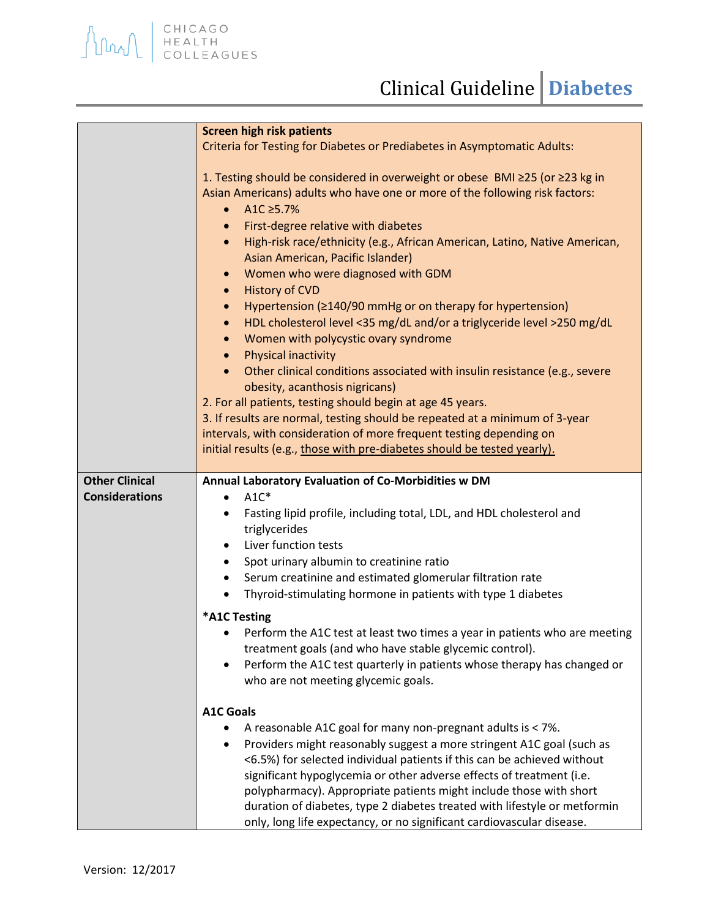# Clinical Guideline | Diabetes

| | |
|---|---|
| | **Screen high risk patients**<br>Criteria for Testing for Diabetes or Prediabetes in Asymptomatic Adults:<br><br>1. Testing should be considered in overweight or obese BMI ≥25 (or ≥23 kg in Asian Americans) adults who have one or more of the following risk factors:<br>• A1C ≥5.7%<br>• First-degree relative with diabetes<br>• High-risk race/ethnicity (e.g., African American, Latino, Native American, Asian American, Pacific Islander)<br>• Women who were diagnosed with GDM<br>• History of CVD<br>• Hypertension (≥140/90 mmHg or on therapy for hypertension)<br>• HDL cholesterol level <35 mg/dL and/or a triglyceride level >250 mg/dL<br>• Women with polycystic ovary syndrome<br>• Physical inactivity<br>• Other clinical conditions associated with insulin resistance (e.g., severe obesity, acanthosis nigricans)<br>2. For all patients, testing should begin at age 45 years.<br>3. If results are normal, testing should be repeated at a minimum of 3-year intervals, with consideration of more frequent testing depending on initial results (e.g., those with pre-diabetes should be tested yearly). |
| **Other Clinical Considerations** | **Annual Laboratory Evaluation of Co-Morbidities w DM**<br>• A1C*<br>• Fasting lipid profile, including total, LDL, and HDL cholesterol and triglycerides<br>• Liver function tests<br>• Spot urinary albumin to creatinine ratio<br>• Serum creatinine and estimated glomerular filtration rate<br>• Thyroid-stimulating hormone in patients with type 1 diabetes<br><br>***A1C Testing**<br>• Perform the A1C test at least two times a year in patients who are meeting treatment goals (and who have stable glycemic control).<br>• Perform the A1C test quarterly in patients whose therapy has changed or who are not meeting glycemic goals.<br><br>**A1C Goals**<br>• A reasonable A1C goal for many non-pregnant adults is < 7%.<br>• Providers might reasonably suggest a more stringent A1C goal (such as <6.5%) for selected individual patients if this can be achieved without significant hypoglycemia or other adverse effects of treatment (i.e. polypharmacy). Appropriate patients might include those with short duration of diabetes, type 2 diabetes treated with lifestyle or metformin only, long life expectancy, or no significant cardiovascular disease. |

Version: 12/2017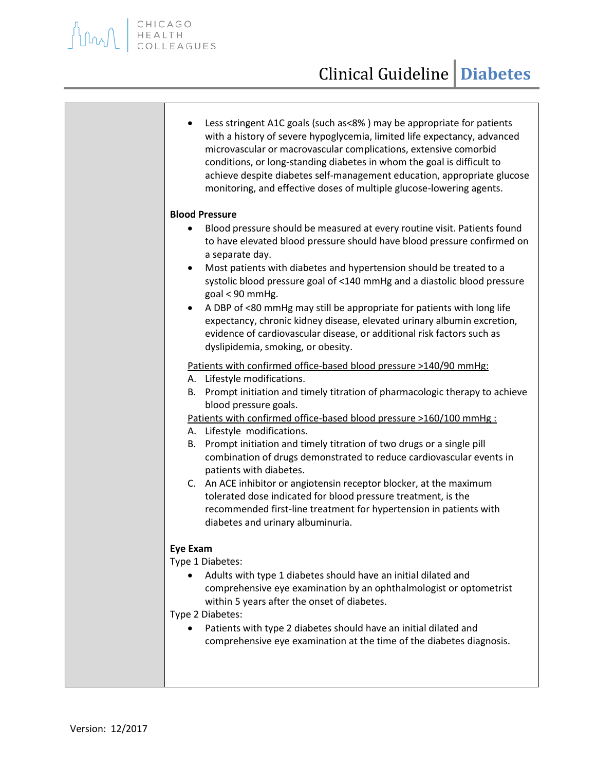- Less stringent A1C goals (such as<8% ) may be appropriate for patients with a history of severe hypoglycemia, limited life expectancy, advanced microvascular or macrovascular complications, extensive comorbid conditions, or long-standing diabetes in whom the goal is difficult to achieve despite diabetes self-management education, appropriate glucose monitoring, and effective doses of multiple glucose-lowering agents.

**Blood Pressure**

- Blood pressure should be measured at every routine visit. Patients found to have elevated blood pressure should have blood pressure confirmed on a separate day.
- Most patients with diabetes and hypertension should be treated to a systolic blood pressure goal of <140 mmHg and a diastolic blood pressure goal < 90 mmHg.
- A DBP of <80 mmHg may still be appropriate for patients with long life expectancy, chronic kidney disease, elevated urinary albumin excretion, evidence of cardiovascular disease, or additional risk factors such as dyslipidemia, smoking, or obesity.

<u>Patients with confirmed office-based blood pressure >140/90 mmHg:</u>

A. Lifestyle modifications.
B. Prompt initiation and timely titration of pharmacologic therapy to achieve blood pressure goals.

<u>Patients with confirmed office-based blood pressure >160/100 mmHg :</u>

A. Lifestyle modifications.
B. Prompt initiation and timely titration of two drugs or a single pill combination of drugs demonstrated to reduce cardiovascular events in patients with diabetes.
C. An ACE inhibitor or angiotensin receptor blocker, at the maximum tolerated dose indicated for blood pressure treatment, is the recommended first-line treatment for hypertension in patients with diabetes and urinary albuminuria.

**Eye Exam**

Type 1 Diabetes:

- Adults with type 1 diabetes should have an initial dilated and comprehensive eye examination by an ophthalmologist or optometrist within 5 years after the onset of diabetes.

Type 2 Diabetes:

- Patients with type 2 diabetes should have an initial dilated and comprehensive eye examination at the time of the diabetes diagnosis.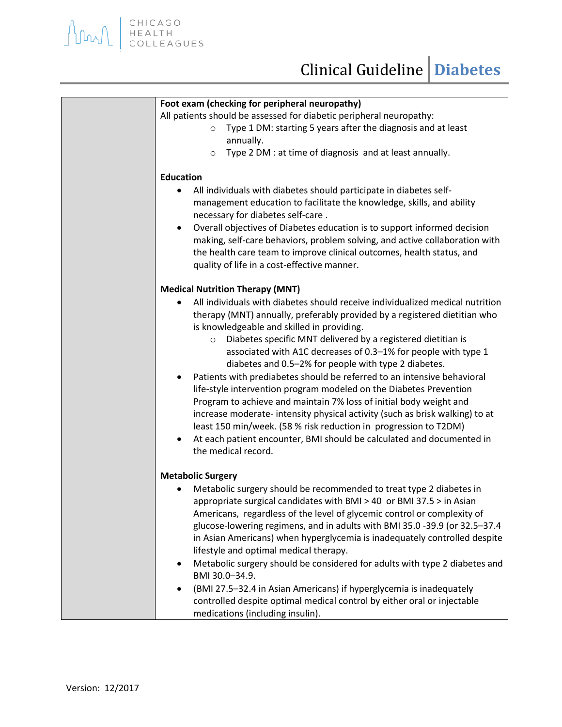**Foot exam (checking for peripheral neuropathy)**

All patients should be assessed for diabetic peripheral neuropathy:

- Type 1 DM: starting 5 years after the diagnosis and at least annually.
- Type 2 DM : at time of diagnosis and at least annually.

**Education**

- All individuals with diabetes should participate in diabetes self-management education to facilitate the knowledge, skills, and ability necessary for diabetes self-care .
- Overall objectives of Diabetes education is to support informed decision making, self-care behaviors, problem solving, and active collaboration with the health care team to improve clinical outcomes, health status, and quality of life in a cost-effective manner.

**Medical Nutrition Therapy (MNT)**

- All individuals with diabetes should receive individualized medical nutrition therapy (MNT) annually, preferably provided by a registered dietitian who is knowledgeable and skilled in providing.
  - Diabetes specific MNT delivered by a registered dietitian is associated with A1C decreases of 0.3–1% for people with type 1 diabetes and 0.5–2% for people with type 2 diabetes.
- Patients with prediabetes should be referred to an intensive behavioral life-style intervention program modeled on the Diabetes Prevention Program to achieve and maintain 7% loss of initial body weight and increase moderate- intensity physical activity (such as brisk walking) to at least 150 min/week. (58 % risk reduction in progression to T2DM)
- At each patient encounter, BMI should be calculated and documented in the medical record.

**Metabolic Surgery**

- Metabolic surgery should be recommended to treat type 2 diabetes in appropriate surgical candidates with BMI > 40 or BMI 37.5 > in Asian Americans, regardless of the level of glycemic control or complexity of glucose-lowering regimens, and in adults with BMI 35.0 -39.9 (or 32.5–37.4 in Asian Americans) when hyperglycemia is inadequately controlled despite lifestyle and optimal medical therapy.
- Metabolic surgery should be considered for adults with type 2 diabetes and BMI 30.0–34.9.
- (BMI 27.5–32.4 in Asian Americans) if hyperglycemia is inadequately controlled despite optimal medical control by either oral or injectable medications (including insulin).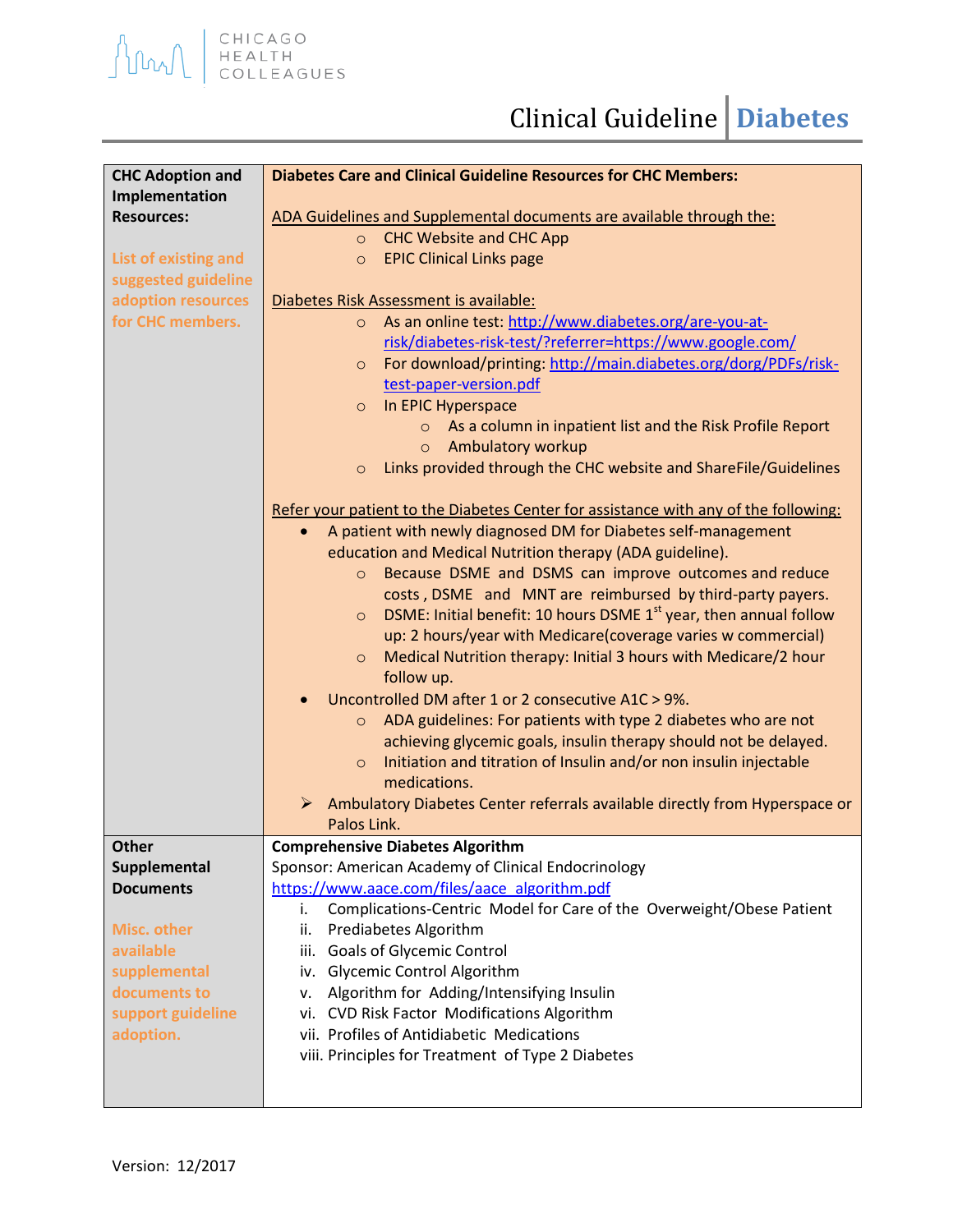# Clinical Guideline | Diabetes

| | |
|---|---|
| **CHC Adoption and Implementation Resources:**<br><br>List of existing and suggested guideline adoption resources for CHC members. | **Diabetes Care and Clinical Guideline Resources for CHC Members:**<br><br>ADA Guidelines and Supplemental documents are available through the:<br>- CHC Website and CHC App<br>- EPIC Clinical Links page<br><br>Diabetes Risk Assessment is available:<br>- As an online test: http://www.diabetes.org/are-you-at-risk/diabetes-risk-test/?referrer=https://www.google.com/<br>- For download/printing: http://main.diabetes.org/dorg/PDFs/risk-test-paper-version.pdf<br>- In EPIC Hyperspace<br>&nbsp;&nbsp;- As a column in inpatient list and the Risk Profile Report<br>&nbsp;&nbsp;- Ambulatory workup<br>- Links provided through the CHC website and ShareFile/Guidelines<br><br>Refer your patient to the Diabetes Center for assistance with any of the following:<br>- A patient with newly diagnosed DM for Diabetes self-management education and Medical Nutrition therapy (ADA guideline).<br>&nbsp;&nbsp;- Because DSME and DSMS can improve outcomes and reduce costs , DSME and MNT are reimbursed by third-party payers.<br>&nbsp;&nbsp;- DSME: Initial benefit: 10 hours DSME 1st year, then annual follow up: 2 hours/year with Medicare(coverage varies w commercial)<br>&nbsp;&nbsp;- Medical Nutrition therapy: Initial 3 hours with Medicare/2 hour follow up.<br>- Uncontrolled DM after 1 or 2 consecutive A1C > 9%.<br>&nbsp;&nbsp;- ADA guidelines: For patients with type 2 diabetes who are not achieving glycemic goals, insulin therapy should not be delayed.<br>&nbsp;&nbsp;- Initiation and titration of Insulin and/or non insulin injectable medications.<br>- ➢ Ambulatory Diabetes Center referrals available directly from Hyperspace or Palos Link. |
| **Other Supplemental Documents**<br><br>Misc. other available supplemental documents to support guideline adoption. | **Comprehensive Diabetes Algorithm**<br>Sponsor: American Academy of Clinical Endocrinology<br>https://www.aace.com/files/aace_algorithm.pdf<br>i. Complications-Centric Model for Care of the Overweight/Obese Patient<br>ii. Prediabetes Algorithm<br>iii. Goals of Glycemic Control<br>iv. Glycemic Control Algorithm<br>v. Algorithm for Adding/Intensifying Insulin<br>vi. CVD Risk Factor Modifications Algorithm<br>vii. Profiles of Antidiabetic Medications<br>viii. Principles for Treatment of Type 2 Diabetes |

Version: 12/2017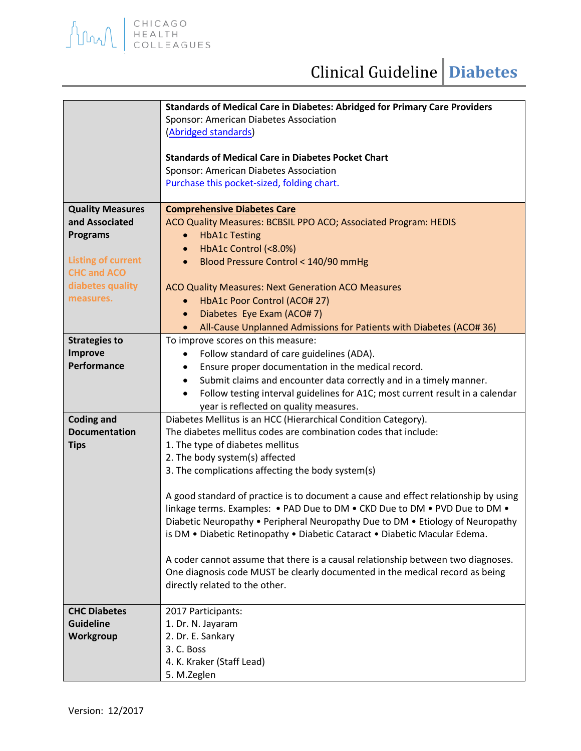# Clinical Guideline | Diabetes

| | |
|---|---|
| | **Standards of Medical Care in Diabetes: Abridged for Primary Care Providers**<br>Sponsor: American Diabetes Association<br>(Abridged standards)<br><br>**Standards of Medical Care in Diabetes Pocket Chart**<br>Sponsor: American Diabetes Association<br>Purchase this pocket-sized, folding chart. |
| **Quality Measures and Associated Programs**<br><br>Listing of current CHC and ACO diabetes quality measures. | **Comprehensive Diabetes Care**<br>ACO Quality Measures: BCBSIL PPO ACO; Associated Program: HEDIS<br>• HbA1c Testing<br>• HbA1c Control (<8.0%)<br>• Blood Pressure Control < 140/90 mmHg<br><br>ACO Quality Measures: Next Generation ACO Measures<br>• HbA1c Poor Control (ACO# 27)<br>• Diabetes Eye Exam (ACO# 7)<br>• All-Cause Unplanned Admissions for Patients with Diabetes (ACO# 36) |
| **Strategies to Improve Performance** | To improve scores on this measure:<br>• Follow standard of care guidelines (ADA).<br>• Ensure proper documentation in the medical record.<br>• Submit claims and encounter data correctly and in a timely manner.<br>• Follow testing interval guidelines for A1C; most current result in a calendar year is reflected on quality measures. |
| **Coding and Documentation Tips** | Diabetes Mellitus is an HCC (Hierarchical Condition Category).<br>The diabetes mellitus codes are combination codes that include:<br>1. The type of diabetes mellitus<br>2. The body system(s) affected<br>3. The complications affecting the body system(s)<br><br>A good standard of practice is to document a cause and effect relationship by using linkage terms. Examples: • PAD Due to DM • CKD Due to DM • PVD Due to DM • Diabetic Neuropathy • Peripheral Neuropathy Due to DM • Etiology of Neuropathy is DM • Diabetic Retinopathy • Diabetic Cataract • Diabetic Macular Edema.<br><br>A coder cannot assume that there is a causal relationship between two diagnoses. One diagnosis code MUST be clearly documented in the medical record as being directly related to the other. |
| **CHC Diabetes Guideline Workgroup** | 2017 Participants:<br>1. Dr. N. Jayaram<br>2. Dr. E. Sankary<br>3. C. Boss<br>4. K. Kraker (Staff Lead)<br>5. M.Zeglen |

Version: 12/2017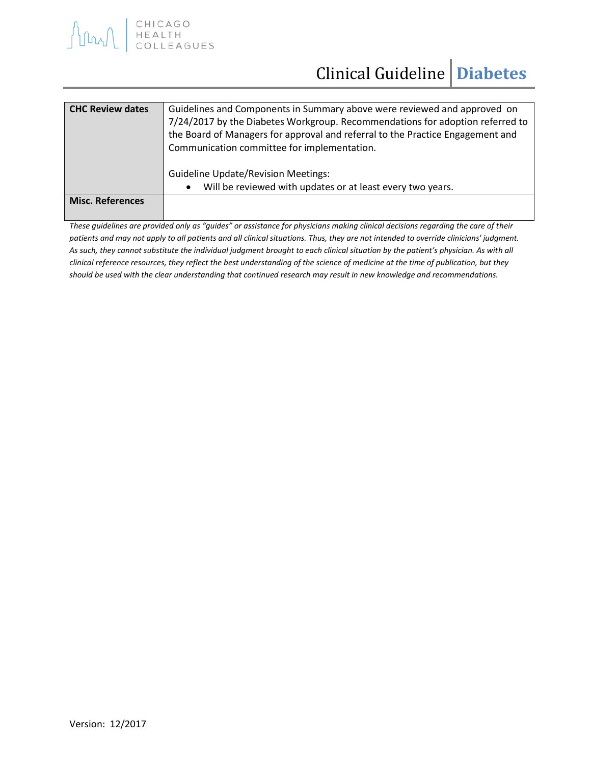| | |
|---|---|
| **CHC Review dates** | Guidelines and Components in Summary above were reviewed and approved on 7/24/2017 by the Diabetes Workgroup. Recommendations for adoption referred to the Board of Managers for approval and referral to the Practice Engagement and Communication committee for implementation.<br><br>Guideline Update/Revision Meetings:<br>• Will be reviewed with updates or at least every two years. |
| **Misc. References** | |

*These guidelines are provided only as "guides" or assistance for physicians making clinical decisions regarding the care of their patients and may not apply to all patients and all clinical situations. Thus, they are not intended to override clinicians' judgment. As such, they cannot substitute the individual judgment brought to each clinical situation by the patient's physician. As with all clinical reference resources, they reflect the best understanding of the science of medicine at the time of publication, but they should be used with the clear understanding that continued research may result in new knowledge and recommendations.*